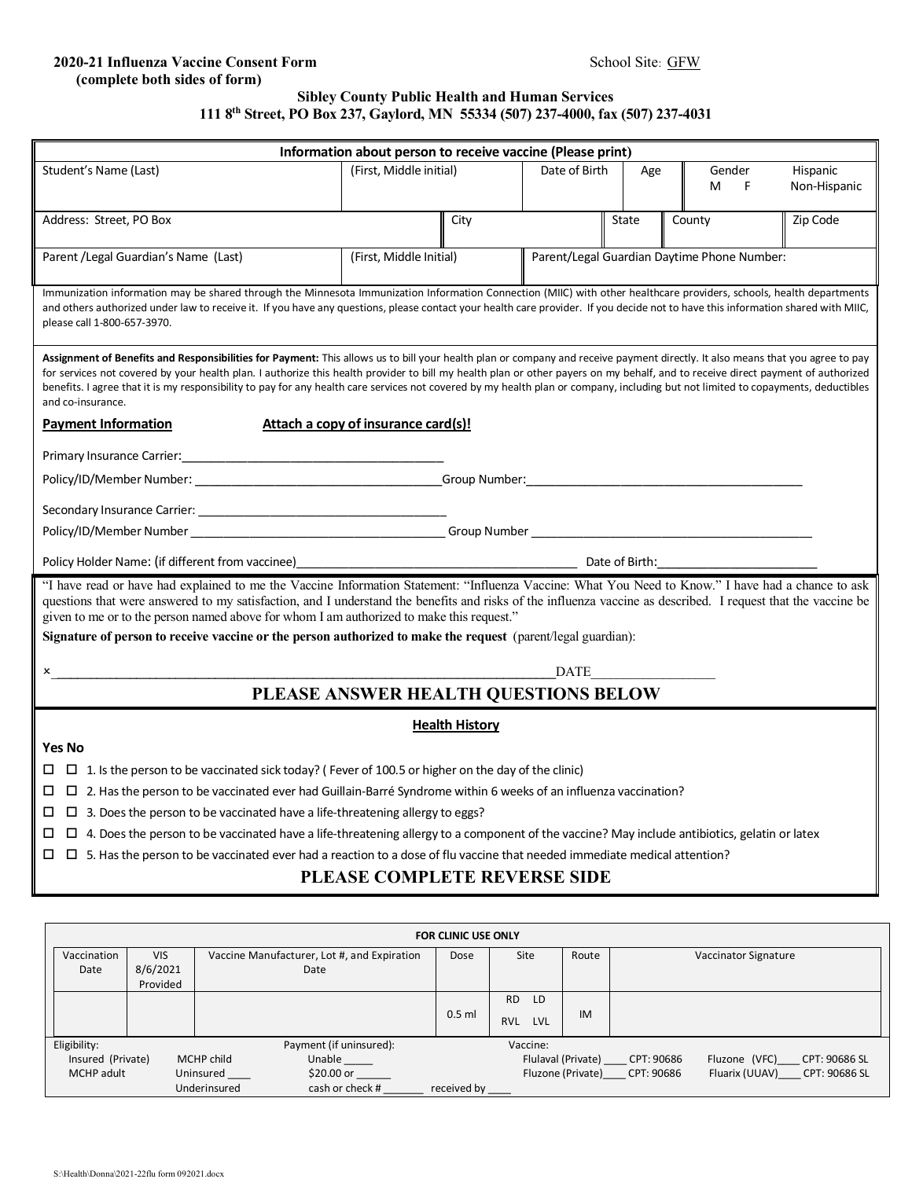**2020-21 Influenza Vaccine Consent Form**
**(complete both sides of form)**

School Site: GFW

**Sibley County Public Health and Human Services**
**111 8th Street, PO Box 237, Gaylord, MN 55334 (507) 237-4000, fax (507) 237-4031**

| Information about person to receive vaccine (Please print) | | | | | |
|---|---|---|---|---|---|
| Student's Name (Last) | (First, Middle initial) | Date of Birth | Age | Gender M F | Hispanic Non-Hispanic |
| Address: Street, PO Box | City | State | County | Zip Code | |
| Parent /Legal Guardian's Name (Last) | (First, Middle Initial) | Parent/Legal Guardian Daytime Phone Number: | | | |

Immunization information may be shared through the Minnesota Immunization Information Connection (MIIC) with other healthcare providers, schools, health departments and others authorized under law to receive it. If you have any questions, please contact your health care provider. If you decide not to have this information shared with MIIC, please call 1-800-657-3970.

**Assignment of Benefits and Responsibilities for Payment:** This allows us to bill your health plan or company and receive payment directly. It also means that you agree to pay for services not covered by your health plan. I authorize this health provider to bill my health plan or other payers on my behalf, and to receive direct payment of authorized benefits. I agree that it is my responsibility to pay for any health care services not covered by my health plan or company, including but not limited to copayments, deductibles and co-insurance.

**Payment Information** **Attach a copy of insurance card(s)!**

Primary Insurance Carrier:______________________________________

Policy/ID/Member Number: ______________________________________Group Number:__________________________________________

Secondary Insurance Carrier: ____________________________________

Policy/ID/Member Number ________________________________________ Group Number ____________________________________________

Policy Holder Name: (if different from vaccinee)_________________________________________ Date of Birth:_______________________

"I have read or have had explained to me the Vaccine Information Statement: "Influenza Vaccine: What You Need to Know." I have had a chance to ask questions that were answered to my satisfaction, and I understand the benefits and risks of the influenza vaccine as described. I request that the vaccine be given to me or to the person named above for whom I am authorized to make this request."

**Signature of person to receive vaccine or the person authorized to make the request** (parent/legal guardian):

×___________________________________________________________________________DATE__________________

## PLEASE ANSWER HEALTH QUESTIONS BELOW

### Health History

**Yes No**

- ☐ ☐ 1. Is the person to be vaccinated sick today? ( Fever of 100.5 or higher on the day of the clinic)
- ☐ ☐ 2. Has the person to be vaccinated ever had Guillain-Barré Syndrome within 6 weeks of an influenza vaccination?
- ☐ ☐ 3. Does the person to be vaccinated have a life-threatening allergy to eggs?
- ☐ ☐ 4. Does the person to be vaccinated have a life-threatening allergy to a component of the vaccine? May include antibiotics, gelatin or latex
- ☐ ☐ 5. Has the person to be vaccinated ever had a reaction to a dose of flu vaccine that needed immediate medical attention?

## PLEASE COMPLETE REVERSE SIDE

**FOR CLINIC USE ONLY**

| Vaccination Date | VIS 8/6/2021 Provided | Vaccine Manufacturer, Lot #, and Expiration Date | Dose | Site | Route | Vaccinator Signature |
|---|---|---|---|---|---|---|
| | | | 0.5 ml | RD LD RVL LVL | IM | |

Eligibility:
Insured (Private) MCHP child
MCHP adult Uninsured ____
Underinsured

Payment (if uninsured):
Unable _____
$20.00 or ______
cash or check # _______ received by ____

Vaccine:
Flulaval (Private) ____ CPT: 90686 Fluzone (VFC)____ CPT: 90686 SL
Fluzone (Private)____ CPT: 90686 Fluarix (UUAV)____ CPT: 90686 SL

S:\Health\Donna\2021-22flu form 092021.docx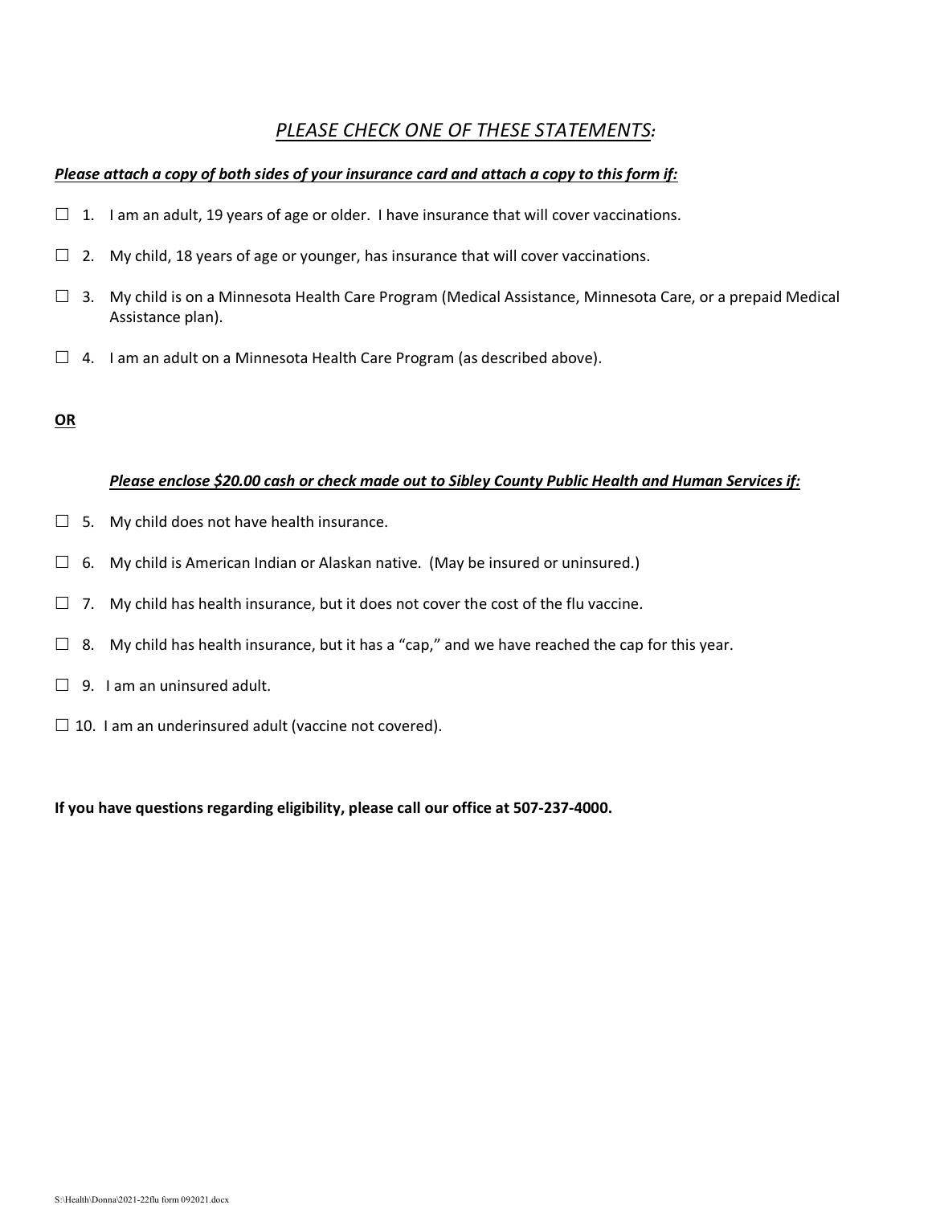## *PLEASE CHECK ONE OF THESE STATEMENTS:*

***Please attach a copy of both sides of your insurance card and attach a copy to this form if:***

☐ 1. I am an adult, 19 years of age or older. I have insurance that will cover vaccinations.

☐ 2. My child, 18 years of age or younger, has insurance that will cover vaccinations.

☐ 3. My child is on a Minnesota Health Care Program (Medical Assistance, Minnesota Care, or a prepaid Medical Assistance plan).

☐ 4. I am an adult on a Minnesota Health Care Program (as described above).

**OR**

***Please enclose $20.00 cash or check made out to Sibley County Public Health and Human Services if:***

☐ 5. My child does not have health insurance.

☐ 6. My child is American Indian or Alaskan native. (May be insured or uninsured.)

☐ 7. My child has health insurance, but it does not cover the cost of the flu vaccine.

☐ 8. My child has health insurance, but it has a "cap," and we have reached the cap for this year.

☐ 9. I am an uninsured adult.

☐ 10. I am an underinsured adult (vaccine not covered).

**If you have questions regarding eligibility, please call our office at 507-237-4000.**

S:\Health\Donna\2021-22flu form 092021.docx